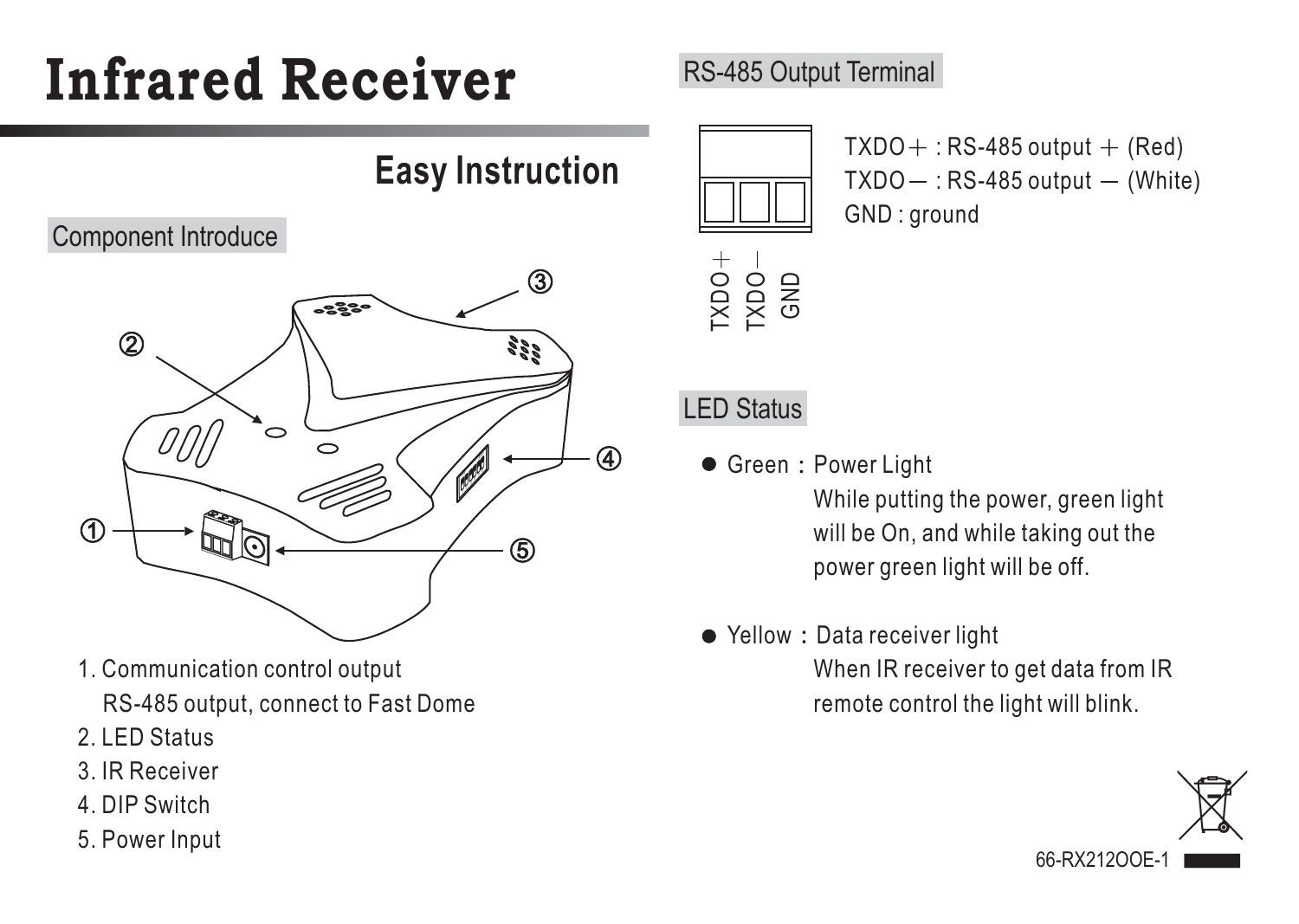# Infrared Receiver

## Easy Instruction

### Component Introduce

1. Communication control output
   RS-485 output, connect to Fast Dome
2. LED Status
3. IR Receiver
4. DIP Switch
5. Power Input

### RS-485 Output Terminal

TXDO＋ : RS-485 output ＋ (Red)
TXDO－ : RS-485 output － (White)
GND : ground

### LED Status

- Green：Power Light
  While putting the power, green light will be On, and while taking out the power green light will be off.

- Yellow：Data receiver light
  When IR receiver to get data from IR remote control the light will blink.

66-RX212OOE-1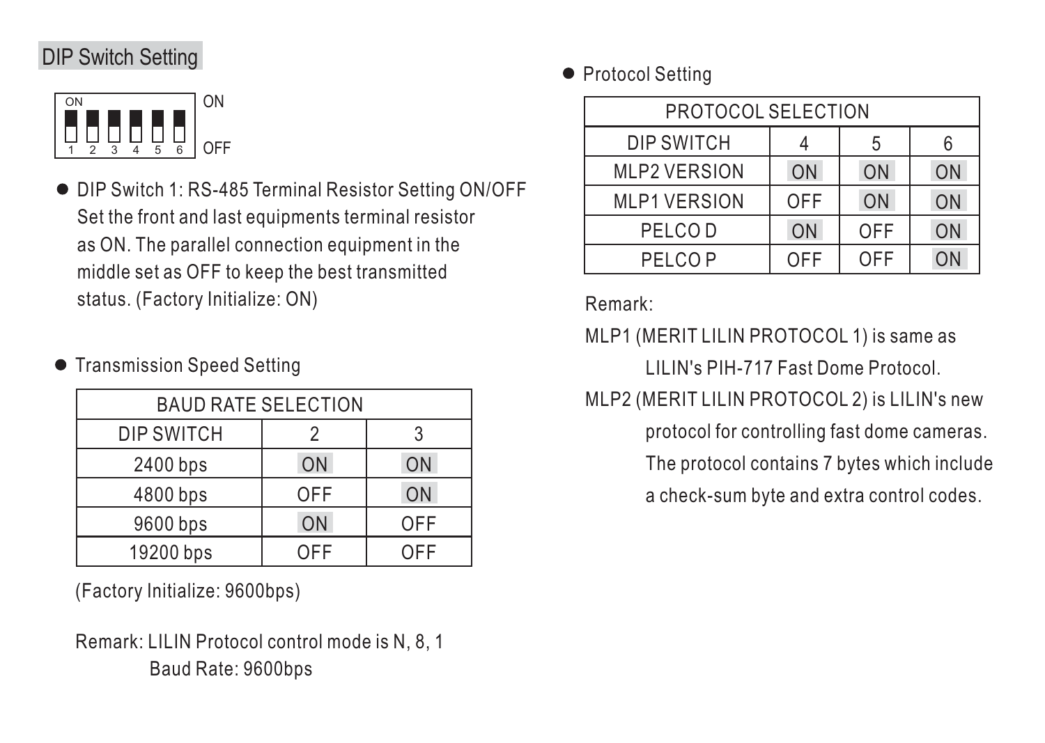## DIP Switch Setting

ON
1 2 3 4 5 6
ON
OFF

- DIP Switch 1: RS-485 Terminal Resistor Setting ON/OFF
  Set the front and last equipments terminal resistor as ON. The parallel connection equipment in the middle set as OFF to keep the best transmitted status. (Factory Initialize: ON)

- Transmission Speed Setting

| BAUD RATE SELECTION | | |
|---|---|---|
| DIP SWITCH | 2 | 3 |
| 2400 bps | ON | ON |
| 4800 bps | OFF | ON |
| 9600 bps | ON | OFF |
| 19200 bps | OFF | OFF |

(Factory Initialize: 9600bps)

Remark: LILIN Protocol control mode is N, 8, 1
Baud Rate: 9600bps

- Protocol Setting

| PROTOCOL SELECTION | | | |
|---|---|---|---|
| DIP SWITCH | 4 | 5 | 6 |
| MLP2 VERSION | ON | ON | ON |
| MLP1 VERSION | OFF | ON | ON |
| PELCO D | ON | OFF | ON |
| PELCO P | OFF | OFF | ON |

Remark:

MLP1 (MERIT LILIN PROTOCOL 1) is same as LILIN's PIH-717 Fast Dome Protocol.

MLP2 (MERIT LILIN PROTOCOL 2) is LILIN's new protocol for controlling fast dome cameras. The protocol contains 7 bytes which include a check-sum byte and extra control codes.